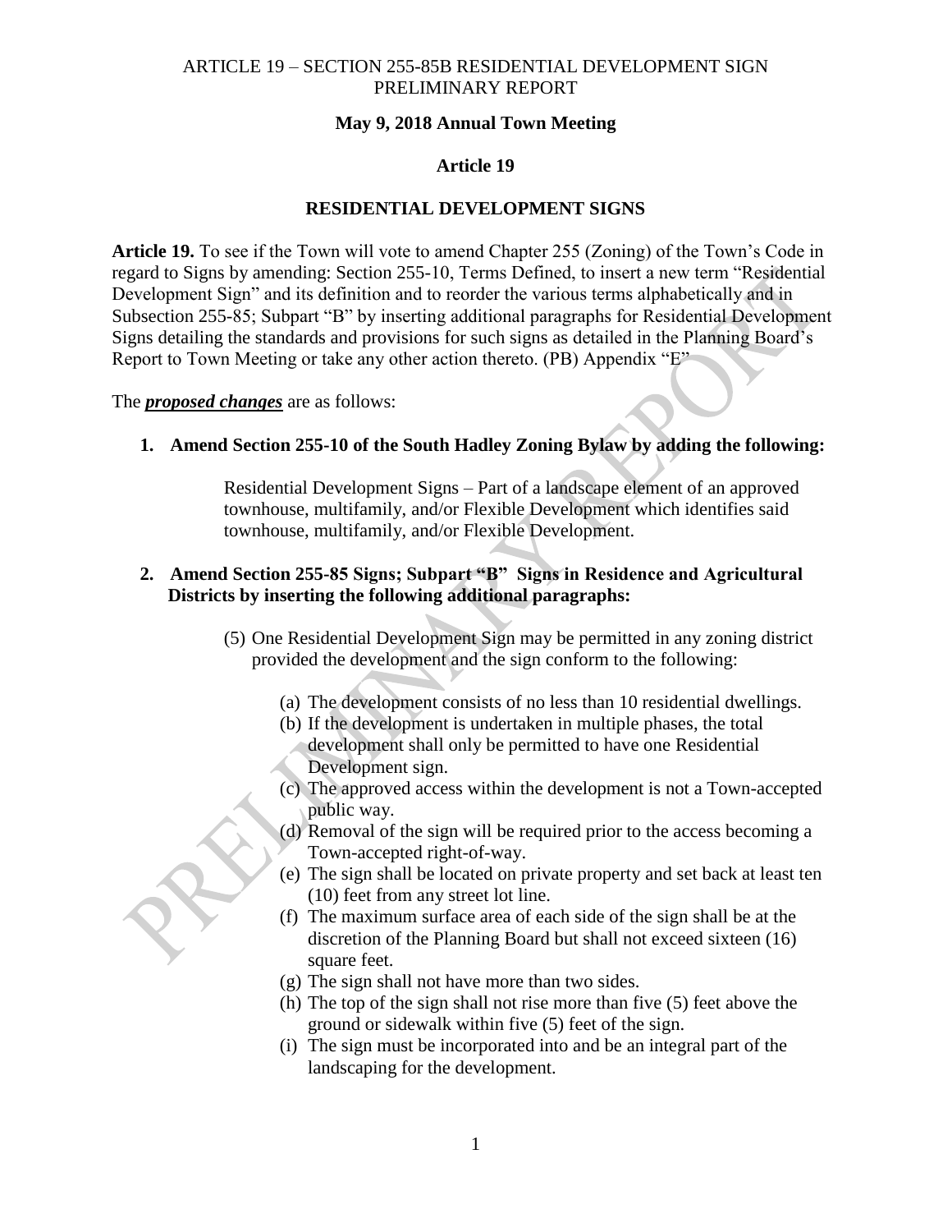ARTICLE 19 – SECTION 255-85B RESIDENTIAL DEVELOPMENT SIGN PRELIMINARY REPORT

**May 9, 2018 Annual Town Meeting**

**Article 19**

**RESIDENTIAL DEVELOPMENT SIGNS**

**Article 19.** To see if the Town will vote to amend Chapter 255 (Zoning) of the Town's Code in regard to Signs by amending: Section 255-10, Terms Defined, to insert a new term "Residential Development Sign" and its definition and to reorder the various terms alphabetically and in Subsection 255-85; Subpart "B" by inserting additional paragraphs for Residential Development Signs detailing the standards and provisions for such signs as detailed in the Planning Board's Report to Town Meeting or take any other action thereto. (PB) Appendix "E"

The ***proposed changes*** are as follows:

1. **Amend Section 255-10 of the South Hadley Zoning Bylaw by adding the following:**

   Residential Development Signs – Part of a landscape element of an approved townhouse, multifamily, and/or Flexible Development which identifies said townhouse, multifamily, and/or Flexible Development.

2. **Amend Section 255-85 Signs; Subpart "B" Signs in Residence and Agricultural Districts by inserting the following additional paragraphs:**

   (5) One Residential Development Sign may be permitted in any zoning district provided the development and the sign conform to the following:

   (a) The development consists of no less than 10 residential dwellings.
   (b) If the development is undertaken in multiple phases, the total development shall only be permitted to have one Residential Development sign.
   (c) The approved access within the development is not a Town-accepted public way.
   (d) Removal of the sign will be required prior to the access becoming a Town-accepted right-of-way.
   (e) The sign shall be located on private property and set back at least ten (10) feet from any street lot line.
   (f) The maximum surface area of each side of the sign shall be at the discretion of the Planning Board but shall not exceed sixteen (16) square feet.
   (g) The sign shall not have more than two sides.
   (h) The top of the sign shall not rise more than five (5) feet above the ground or sidewalk within five (5) feet of the sign.
   (i) The sign must be incorporated into and be an integral part of the landscaping for the development.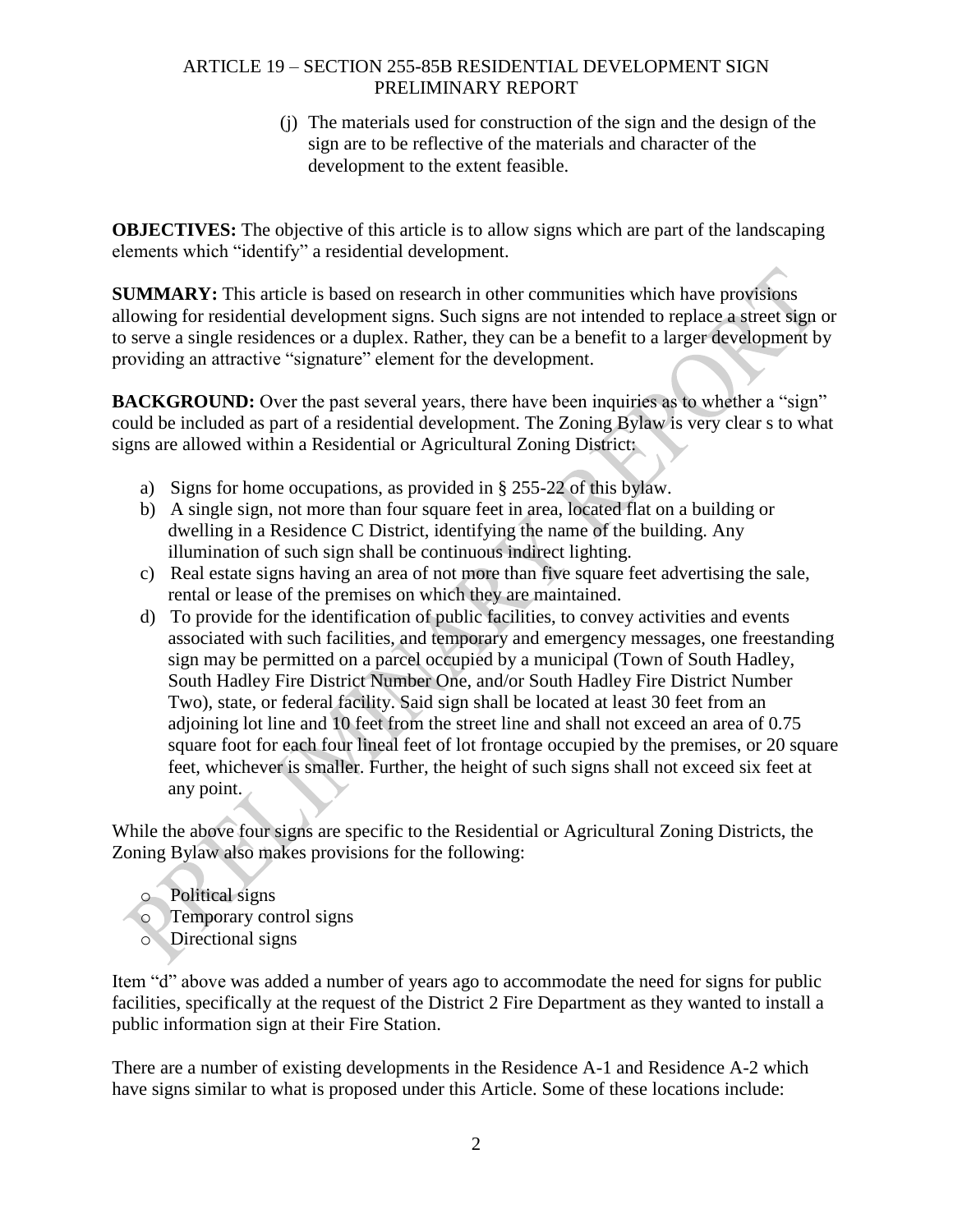(j) The materials used for construction of the sign and the design of the sign are to be reflective of the materials and character of the development to the extent feasible.

**OBJECTIVES:** The objective of this article is to allow signs which are part of the landscaping elements which "identify" a residential development.

**SUMMARY:** This article is based on research in other communities which have provisions allowing for residential development signs. Such signs are not intended to replace a street sign or to serve a single residences or a duplex. Rather, they can be a benefit to a larger development by providing an attractive "signature" element for the development.

**BACKGROUND:** Over the past several years, there have been inquiries as to whether a "sign" could be included as part of a residential development. The Zoning Bylaw is very clear s to what signs are allowed within a Residential or Agricultural Zoning District:

a) Signs for home occupations, as provided in § 255-22 of this bylaw.
b) A single sign, not more than four square feet in area, located flat on a building or dwelling in a Residence C District, identifying the name of the building. Any illumination of such sign shall be continuous indirect lighting.
c) Real estate signs having an area of not more than five square feet advertising the sale, rental or lease of the premises on which they are maintained.
d) To provide for the identification of public facilities, to convey activities and events associated with such facilities, and temporary and emergency messages, one freestanding sign may be permitted on a parcel occupied by a municipal (Town of South Hadley, South Hadley Fire District Number One, and/or South Hadley Fire District Number Two), state, or federal facility. Said sign shall be located at least 30 feet from an adjoining lot line and 10 feet from the street line and shall not exceed an area of 0.75 square foot for each four lineal feet of lot frontage occupied by the premises, or 20 square feet, whichever is smaller. Further, the height of such signs shall not exceed six feet at any point.

While the above four signs are specific to the Residential or Agricultural Zoning Districts, the Zoning Bylaw also makes provisions for the following:

- Political signs
- Temporary control signs
- Directional signs

Item "d" above was added a number of years ago to accommodate the need for signs for public facilities, specifically at the request of the District 2 Fire Department as they wanted to install a public information sign at their Fire Station.

There are a number of existing developments in the Residence A-1 and Residence A-2 which have signs similar to what is proposed under this Article. Some of these locations include: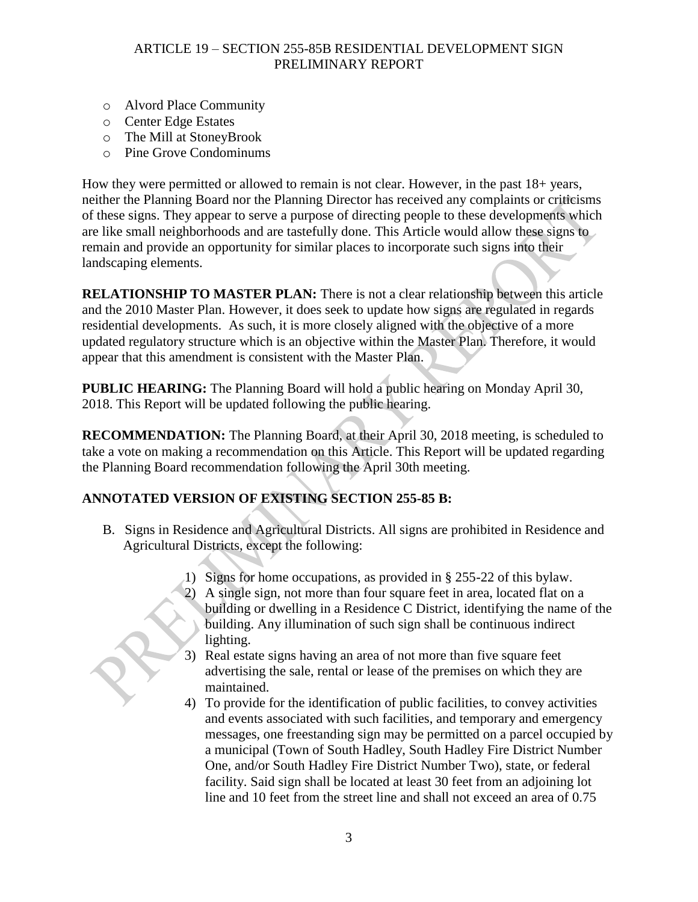- Alvord Place Community
- Center Edge Estates
- The Mill at StoneyBrook
- Pine Grove Condominums

How they were permitted or allowed to remain is not clear. However, in the past 18+ years, neither the Planning Board nor the Planning Director has received any complaints or criticisms of these signs. They appear to serve a purpose of directing people to these developments which are like small neighborhoods and are tastefully done. This Article would allow these signs to remain and provide an opportunity for similar places to incorporate such signs into their landscaping elements.

**RELATIONSHIP TO MASTER PLAN:** There is not a clear relationship between this article and the 2010 Master Plan. However, it does seek to update how signs are regulated in regards residential developments. As such, it is more closely aligned with the objective of a more updated regulatory structure which is an objective within the Master Plan. Therefore, it would appear that this amendment is consistent with the Master Plan.

**PUBLIC HEARING:** The Planning Board will hold a public hearing on Monday April 30, 2018. This Report will be updated following the public hearing.

**RECOMMENDATION:** The Planning Board, at their April 30, 2018 meeting, is scheduled to take a vote on making a recommendation on this Article. This Report will be updated regarding the Planning Board recommendation following the April 30th meeting.

## ANNOTATED VERSION OF EXISTING SECTION 255-85 B:

B. Signs in Residence and Agricultural Districts. All signs are prohibited in Residence and Agricultural Districts, except the following:

1) Signs for home occupations, as provided in § 255-22 of this bylaw.
2) A single sign, not more than four square feet in area, located flat on a building or dwelling in a Residence C District, identifying the name of the building. Any illumination of such sign shall be continuous indirect lighting.
3) Real estate signs having an area of not more than five square feet advertising the sale, rental or lease of the premises on which they are maintained.
4) To provide for the identification of public facilities, to convey activities and events associated with such facilities, and temporary and emergency messages, one freestanding sign may be permitted on a parcel occupied by a municipal (Town of South Hadley, South Hadley Fire District Number One, and/or South Hadley Fire District Number Two), state, or federal facility. Said sign shall be located at least 30 feet from an adjoining lot line and 10 feet from the street line and shall not exceed an area of 0.75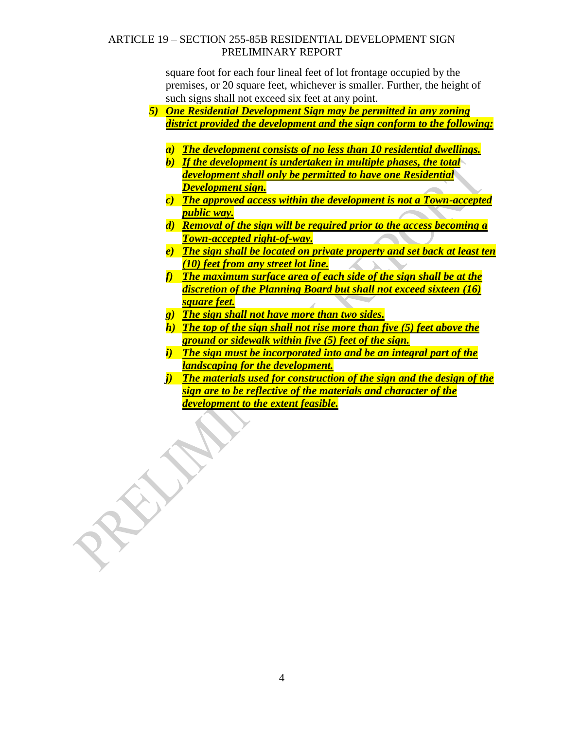square foot for each four lineal feet of lot frontage occupied by the premises, or 20 square feet, whichever is smaller. Further, the height of such signs shall not exceed six feet at any point.

5) ***One Residential Development Sign may be permitted in any zoning district provided the development and the sign conform to the following:***

   a) ***The development consists of no less than 10 residential dwellings.***
   b) ***If the development is undertaken in multiple phases, the total development shall only be permitted to have one Residential Development sign.***
   c) ***The approved access within the development is not a Town-accepted public way.***
   d) ***Removal of the sign will be required prior to the access becoming a Town-accepted right-of-way.***
   e) ***The sign shall be located on private property and set back at least ten (10) feet from any street lot line.***
   f) ***The maximum surface area of each side of the sign shall be at the discretion of the Planning Board but shall not exceed sixteen (16) square feet.***
   g) ***The sign shall not have more than two sides.***
   h) ***The top of the sign shall not rise more than five (5) feet above the ground or sidewalk within five (5) feet of the sign.***
   i) ***The sign must be incorporated into and be an integral part of the landscaping for the development.***
   j) ***The materials used for construction of the sign and the design of the sign are to be reflective of the materials and character of the development to the extent feasible.***